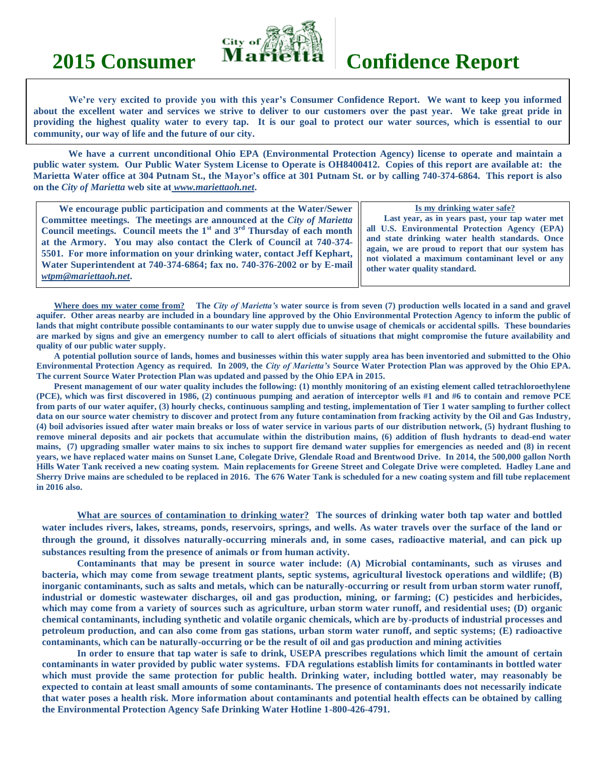# 2015 Consumer Confidence Report

**We're very excited to provide you with this year's Consumer Confidence Report. We want to keep you informed about the excellent water and services we strive to deliver to our customers over the past year. We take great pride in providing the highest quality water to every tap. It is our goal to protect our water sources, which is essential to our community, our way of life and the future of our city.**

**We have a current unconditional Ohio EPA (Environmental Protection Agency) license to operate and maintain a public water system. Our Public Water System License to Operate is OH8400412. Copies of this report are available at: the Marietta Water office at 304 Putnam St., the Mayor's office at 301 Putnam St. or by calling 740-374-6864. This report is also on the *City of Marietta* web site at *www.mariettaoh.net*.**

**We encourage public participation and comments at the Water/Sewer Committee meetings. The meetings are announced at the *City of Marietta* Council meetings. Council meets the 1st and 3rd Thursday of each month at the Armory. You may also contact the Clerk of Council at 740-374-5501. For more information on your drinking water, contact Jeff Kephart, Water Superintendent at 740-374-6864; fax no. 740-376-2002 or by E-mail *wtpm@mariettaoh.net*.**

**Is my drinking water safe?**

**Last year, as in years past, your tap water met all U.S. Environmental Protection Agency (EPA) and state drinking water health standards. Once again, we are proud to report that our system has not violated a maximum contaminant level or any other water quality standard.**

**Where does my water come from?** **The *City of Marietta's* water source is from seven (7) production wells located in a sand and gravel aquifer. Other areas nearby are included in a boundary line approved by the Ohio Environmental Protection Agency to inform the public of lands that might contribute possible contaminants to our water supply due to unwise usage of chemicals or accidental spills. These boundaries are marked by signs and give an emergency number to call to alert officials of situations that might compromise the future availability and quality of our public water supply.**

**A potential pollution source of lands, homes and businesses within this water supply area has been inventoried and submitted to the Ohio Environmental Protection Agency as required. In 2009, the *City of Marietta's* Source Water Protection Plan was approved by the Ohio EPA. The current Source Water Protection Plan was updated and passed by the Ohio EPA in 2015.**

**Present management of our water quality includes the following: (1) monthly monitoring of an existing element called tetrachloroethylene (PCE), which was first discovered in 1986, (2) continuous pumping and aeration of interceptor wells #1 and #6 to contain and remove PCE from parts of our water aquifer, (3) hourly checks, continuous sampling and testing, implementation of Tier 1 water sampling to further collect data on our source water chemistry to discover and protect from any future contamination from fracking activity by the Oil and Gas Industry, (4) boil advisories issued after water main breaks or loss of water service in various parts of our distribution network, (5) hydrant flushing to remove mineral deposits and air pockets that accumulate within the distribution mains, (6) addition of flush hydrants to dead-end water mains, (7) upgrading smaller water mains to six inches to support fire demand water supplies for emergencies as needed and (8) in recent years, we have replaced water mains on Sunset Lane, Colegate Drive, Glendale Road and Brentwood Drive. In 2014, the 500,000 gallon North Hills Water Tank received a new coating system. Main replacements for Greene Street and Colegate Drive were completed. Hadley Lane and Sherry Drive mains are scheduled to be replaced in 2016. The 676 Water Tank is scheduled for a new coating system and fill tube replacement in 2016 also.**

**What are sources of contamination to drinking water?** **The sources of drinking water both tap water and bottled water includes rivers, lakes, streams, ponds, reservoirs, springs, and wells. As water travels over the surface of the land or through the ground, it dissolves naturally-occurring minerals and, in some cases, radioactive material, and can pick up substances resulting from the presence of animals or from human activity.**

**Contaminants that may be present in source water include: (A) Microbial contaminants, such as viruses and bacteria, which may come from sewage treatment plants, septic systems, agricultural livestock operations and wildlife; (B) inorganic contaminants, such as salts and metals, which can be naturally-occurring or result from urban storm water runoff, industrial or domestic wastewater discharges, oil and gas production, mining, or farming; (C) pesticides and herbicides, which may come from a variety of sources such as agriculture, urban storm water runoff, and residential uses; (D) organic chemical contaminants, including synthetic and volatile organic chemicals, which are by-products of industrial processes and petroleum production, and can also come from gas stations, urban storm water runoff, and septic systems; (E) radioactive contaminants, which can be naturally-occurring or be the result of oil and gas production and mining activities**

**In order to ensure that tap water is safe to drink, USEPA prescribes regulations which limit the amount of certain contaminants in water provided by public water systems. FDA regulations establish limits for contaminants in bottled water which must provide the same protection for public health. Drinking water, including bottled water, may reasonably be expected to contain at least small amounts of some contaminants. The presence of contaminants does not necessarily indicate that water poses a health risk. More information about contaminants and potential health effects can be obtained by calling the Environmental Protection Agency Safe Drinking Water Hotline 1-800-426-4791.**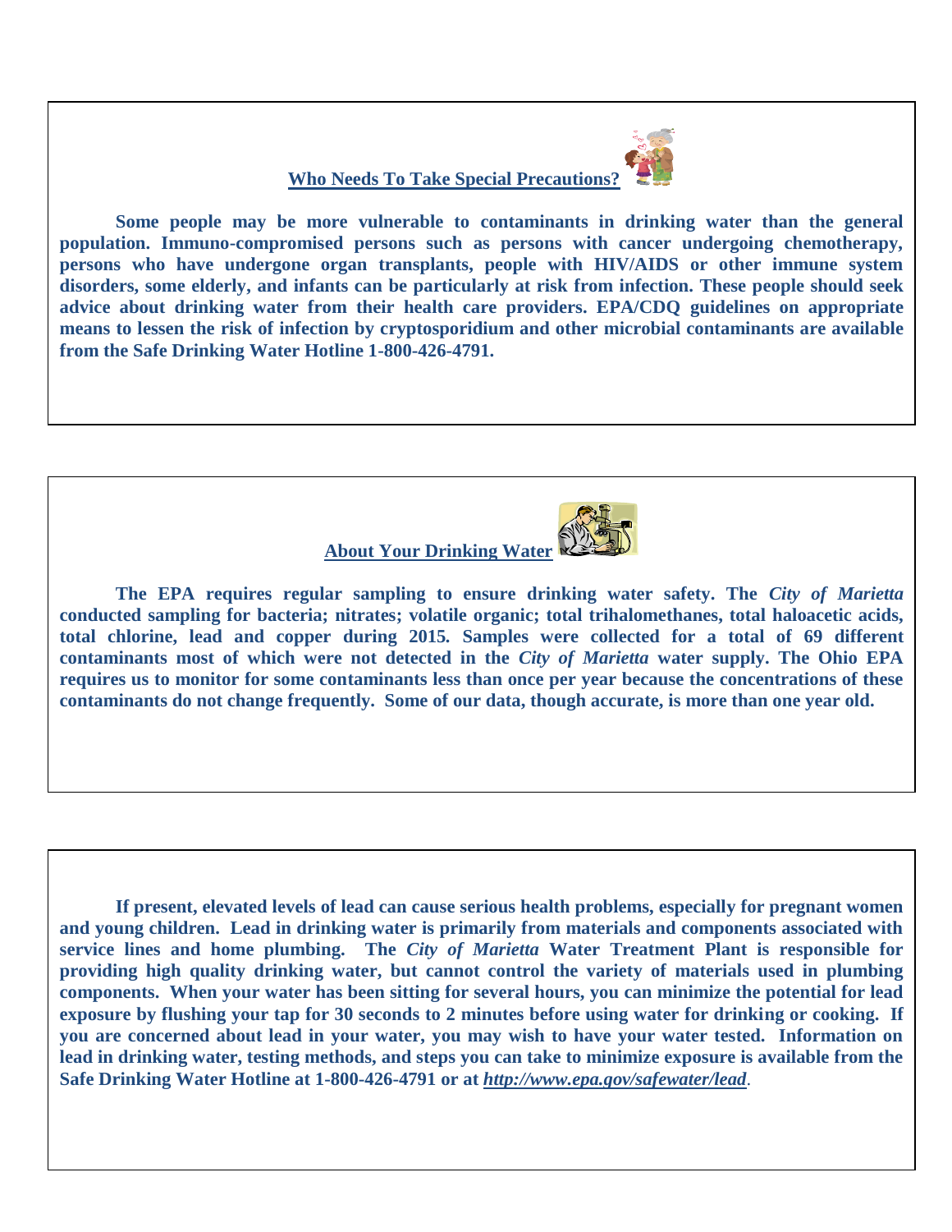## Who Needs To Take Special Precautions?

**Some people may be more vulnerable to contaminants in drinking water than the general population. Immuno-compromised persons such as persons with cancer undergoing chemotherapy, persons who have undergone organ transplants, people with HIV/AIDS or other immune system disorders, some elderly, and infants can be particularly at risk from infection. These people should seek advice about drinking water from their health care providers. EPA/CDQ guidelines on appropriate means to lessen the risk of infection by cryptosporidium and other microbial contaminants are available from the Safe Drinking Water Hotline 1-800-426-4791.**

## About Your Drinking Water

**The EPA requires regular sampling to ensure drinking water safety. The *City of Marietta* conducted sampling for bacteria; nitrates; volatile organic; total trihalomethanes, total haloacetic acids, total chlorine, lead and copper during 2015. Samples were collected for a total of 69 different contaminants most of which were not detected in the *City of Marietta* water supply. The Ohio EPA requires us to monitor for some contaminants less than once per year because the concentrations of these contaminants do not change frequently. Some of our data, though accurate, is more than one year old.**

**If present, elevated levels of lead can cause serious health problems, especially for pregnant women and young children. Lead in drinking water is primarily from materials and components associated with service lines and home plumbing. The *City of Marietta* Water Treatment Plant is responsible for providing high quality drinking water, but cannot control the variety of materials used in plumbing components. When your water has been sitting for several hours, you can minimize the potential for lead exposure by flushing your tap for 30 seconds to 2 minutes before using water for drinking or cooking. If you are concerned about lead in your water, you may wish to have your water tested. Information on lead in drinking water, testing methods, and steps you can take to minimize exposure is available from the Safe Drinking Water Hotline at 1-800-426-4791 or at *http://www.epa.gov/safewater/lead*.**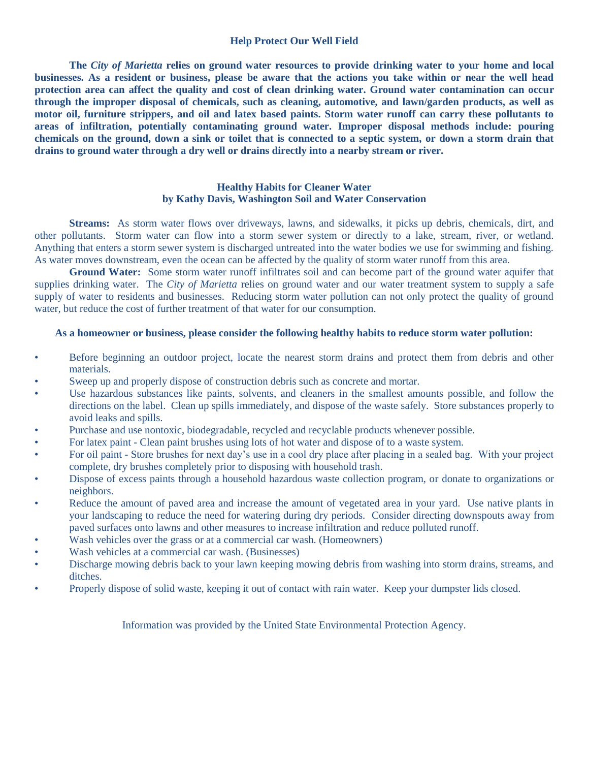## Help Protect Our Well Field

**The *City of Marietta* relies on ground water resources to provide drinking water to your home and local businesses. As a resident or business, please be aware that the actions you take within or near the well head protection area can affect the quality and cost of clean drinking water. Ground water contamination can occur through the improper disposal of chemicals, such as cleaning, automotive, and lawn/garden products, as well as motor oil, furniture strippers, and oil and latex based paints. Storm water runoff can carry these pollutants to areas of infiltration, potentially contaminating ground water. Improper disposal methods include: pouring chemicals on the ground, down a sink or toilet that is connected to a septic system, or down a storm drain that drains to ground water through a dry well or drains directly into a nearby stream or river.**

## Healthy Habits for Cleaner Water
### by Kathy Davis, Washington Soil and Water Conservation

**Streams:** As storm water flows over driveways, lawns, and sidewalks, it picks up debris, chemicals, dirt, and other pollutants. Storm water can flow into a storm sewer system or directly to a lake, stream, river, or wetland. Anything that enters a storm sewer system is discharged untreated into the water bodies we use for swimming and fishing. As water moves downstream, even the ocean can be affected by the quality of storm water runoff from this area.

**Ground Water:** Some storm water runoff infiltrates soil and can become part of the ground water aquifer that supplies drinking water. The *City of Marietta* relies on ground water and our water treatment system to supply a safe supply of water to residents and businesses. Reducing storm water pollution can not only protect the quality of ground water, but reduce the cost of further treatment of that water for our consumption.

**As a homeowner or business, please consider the following healthy habits to reduce storm water pollution:**

- Before beginning an outdoor project, locate the nearest storm drains and protect them from debris and other materials.
- Sweep up and properly dispose of construction debris such as concrete and mortar.
- Use hazardous substances like paints, solvents, and cleaners in the smallest amounts possible, and follow the directions on the label. Clean up spills immediately, and dispose of the waste safely. Store substances properly to avoid leaks and spills.
- Purchase and use nontoxic, biodegradable, recycled and recyclable products whenever possible.
- For latex paint - Clean paint brushes using lots of hot water and dispose of to a waste system.
- For oil paint - Store brushes for next day's use in a cool dry place after placing in a sealed bag. With your project complete, dry brushes completely prior to disposing with household trash.
- Dispose of excess paints through a household hazardous waste collection program, or donate to organizations or neighbors.
- Reduce the amount of paved area and increase the amount of vegetated area in your yard. Use native plants in your landscaping to reduce the need for watering during dry periods. Consider directing downspouts away from paved surfaces onto lawns and other measures to increase infiltration and reduce polluted runoff.
- Wash vehicles over the grass or at a commercial car wash. (Homeowners)
- Wash vehicles at a commercial car wash. (Businesses)
- Discharge mowing debris back to your lawn keeping mowing debris from washing into storm drains, streams, and ditches.
- Properly dispose of solid waste, keeping it out of contact with rain water. Keep your dumpster lids closed.

Information was provided by the United State Environmental Protection Agency.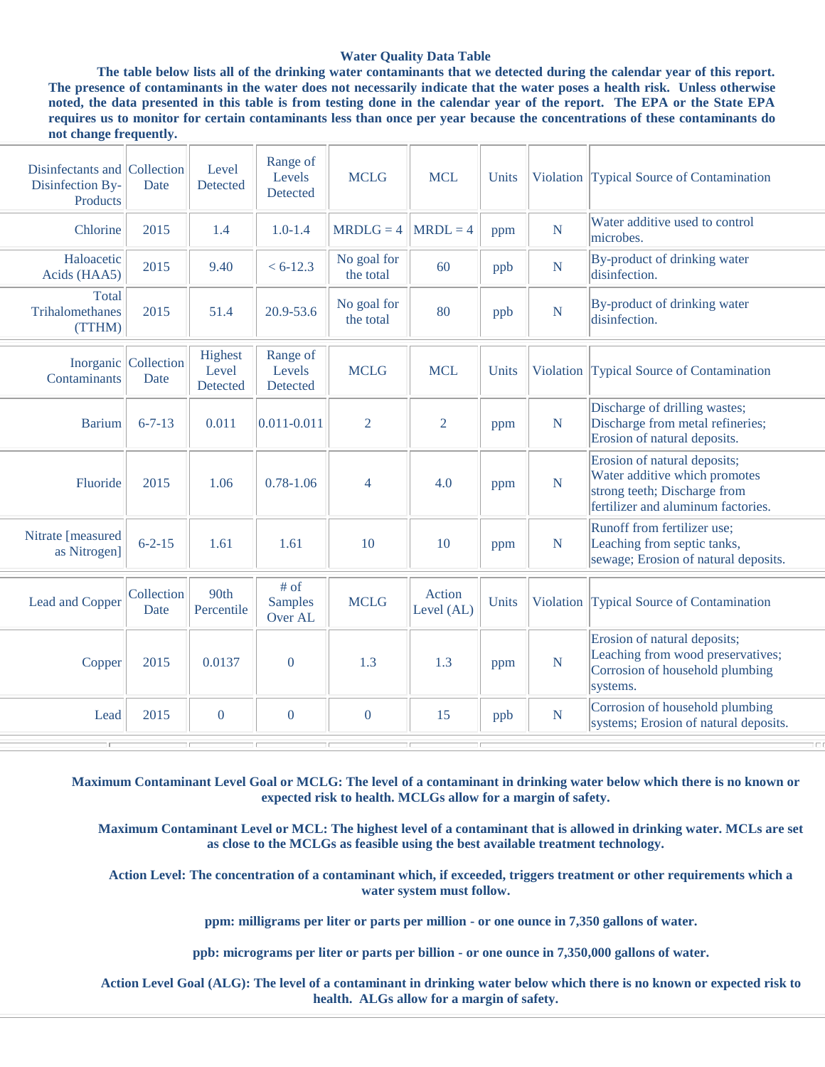**Water Quality Data Table**

**The table below lists all of the drinking water contaminants that we detected during the calendar year of this report. The presence of contaminants in the water does not necessarily indicate that the water poses a health risk. Unless otherwise noted, the data presented in this table is from testing done in the calendar year of the report. The EPA or the State EPA requires us to monitor for certain contaminants less than once per year because the concentrations of these contaminants do not change frequently.**

| Disinfectants and Disinfection By-Products | Collection Date | Level Detected | Range of Levels Detected | MCLG | MCL | Units | Violation | Typical Source of Contamination |
|---|---|---|---|---|---|---|---|---|
| Chlorine | 2015 | 1.4 | 1.0-1.4 | MRDLG = 4 | MRDL = 4 | ppm | N | Water additive used to control microbes. |
| Haloacetic Acids (HAA5) | 2015 | 9.40 | < 6-12.3 | No goal for the total | 60 | ppb | N | By-product of drinking water disinfection. |
| Total Trihalomethanes (TTHM) | 2015 | 51.4 | 20.9-53.6 | No goal for the total | 80 | ppb | N | By-product of drinking water disinfection. |

| Inorganic Contaminants | Collection Date | Highest Level Detected | Range of Levels Detected | MCLG | MCL | Units | Violation | Typical Source of Contamination |
|---|---|---|---|---|---|---|---|---|
| Barium | 6-7-13 | 0.011 | 0.011-0.011 | 2 | 2 | ppm | N | Discharge of drilling wastes; Discharge from metal refineries; Erosion of natural deposits. |
| Fluoride | 2015 | 1.06 | 0.78-1.06 | 4 | 4.0 | ppm | N | Erosion of natural deposits; Water additive which promotes strong teeth; Discharge from fertilizer and aluminum factories. |
| Nitrate [measured as Nitrogen] | 6-2-15 | 1.61 | 1.61 | 10 | 10 | ppm | N | Runoff from fertilizer use; Leaching from septic tanks, sewage; Erosion of natural deposits. |

| Lead and Copper | Collection Date | 90th Percentile | # of Samples Over AL | MCLG | Action Level (AL) | Units | Violation | Typical Source of Contamination |
|---|---|---|---|---|---|---|---|---|
| Copper | 2015 | 0.0137 | 0 | 1.3 | 1.3 | ppm | N | Erosion of natural deposits; Leaching from wood preservatives; Corrosion of household plumbing systems. |
| Lead | 2015 | 0 | 0 | 0 | 15 | ppb | N | Corrosion of household plumbing systems; Erosion of natural deposits. |

**Maximum Contaminant Level Goal or MCLG: The level of a contaminant in drinking water below which there is no known or expected risk to health. MCLGs allow for a margin of safety.**

**Maximum Contaminant Level or MCL: The highest level of a contaminant that is allowed in drinking water. MCLs are set as close to the MCLGs as feasible using the best available treatment technology.**

**Action Level: The concentration of a contaminant which, if exceeded, triggers treatment or other requirements which a water system must follow.**

**ppm: milligrams per liter or parts per million - or one ounce in 7,350 gallons of water.**

**ppb: micrograms per liter or parts per billion - or one ounce in 7,350,000 gallons of water.**

**Action Level Goal (ALG): The level of a contaminant in drinking water below which there is no known or expected risk to health. ALGs allow for a margin of safety.**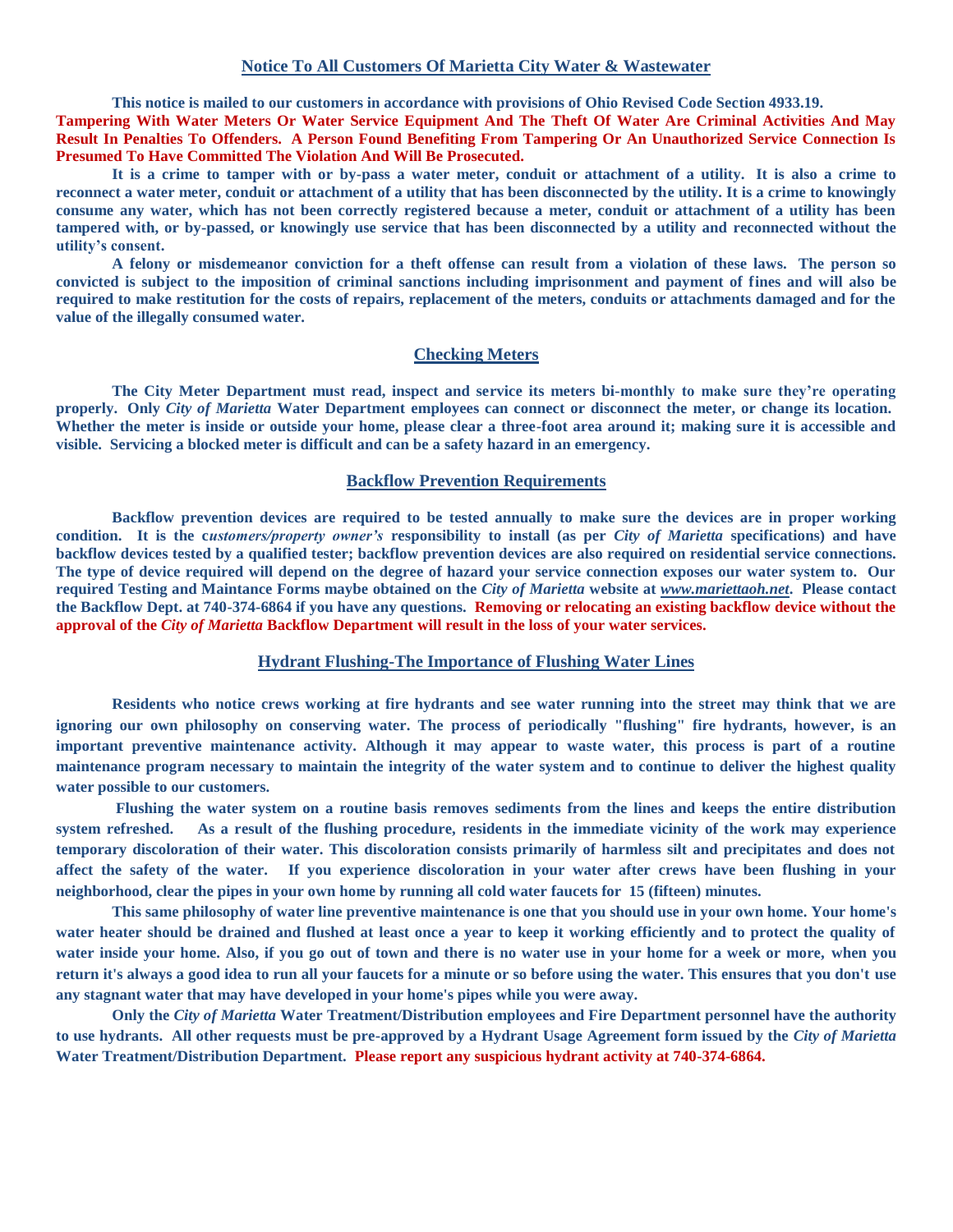## Notice To All Customers Of Marietta City Water & Wastewater

**This notice is mailed to our customers in accordance with provisions of Ohio Revised Code Section 4933.19.**

**Tampering With Water Meters Or Water Service Equipment And The Theft Of Water Are Criminal Activities And May Result In Penalties To Offenders. A Person Found Benefiting From Tampering Or An Unauthorized Service Connection Is Presumed To Have Committed The Violation And Will Be Prosecuted.**

**It is a crime to tamper with or by-pass a water meter, conduit or attachment of a utility. It is also a crime to reconnect a water meter, conduit or attachment of a utility that has been disconnected by the utility. It is a crime to knowingly consume any water, which has not been correctly registered because a meter, conduit or attachment of a utility has been tampered with, or by-passed, or knowingly use service that has been disconnected by a utility and reconnected without the utility's consent.**

**A felony or misdemeanor conviction for a theft offense can result from a violation of these laws. The person so convicted is subject to the imposition of criminal sanctions including imprisonment and payment of fines and will also be required to make restitution for the costs of repairs, replacement of the meters, conduits or attachments damaged and for the value of the illegally consumed water.**

## Checking Meters

**The City Meter Department must read, inspect and service its meters bi-monthly to make sure they're operating properly. Only *City of Marietta* Water Department employees can connect or disconnect the meter, or change its location. Whether the meter is inside or outside your home, please clear a three-foot area around it; making sure it is accessible and visible. Servicing a blocked meter is difficult and can be a safety hazard in an emergency.**

## Backflow Prevention Requirements

**Backflow prevention devices are required to be tested annually to make sure the devices are in proper working condition. It is the c*ustomers/property owner's* responsibility to install (as per *City of Marietta* specifications) and have backflow devices tested by a qualified tester; backflow prevention devices are also required on residential service connections. The type of device required will depend on the degree of hazard your service connection exposes our water system to. Our required Testing and Maintance Forms maybe obtained on the *City of Marietta* website at *www.mariettaoh.net*. Please contact the Backflow Dept. at 740-374-6864 if you have any questions. Removing or relocating an existing backflow device without the approval of the *City of Marietta* Backflow Department will result in the loss of your water services.**

## Hydrant Flushing-The Importance of Flushing Water Lines

**Residents who notice crews working at fire hydrants and see water running into the street may think that we are ignoring our own philosophy on conserving water. The process of periodically "flushing" fire hydrants, however, is an important preventive maintenance activity. Although it may appear to waste water, this process is part of a routine maintenance program necessary to maintain the integrity of the water system and to continue to deliver the highest quality water possible to our customers.**

**Flushing the water system on a routine basis removes sediments from the lines and keeps the entire distribution system refreshed. As a result of the flushing procedure, residents in the immediate vicinity of the work may experience temporary discoloration of their water. This discoloration consists primarily of harmless silt and precipitates and does not affect the safety of the water. If you experience discoloration in your water after crews have been flushing in your neighborhood, clear the pipes in your own home by running all cold water faucets for 15 (fifteen) minutes.**

**This same philosophy of water line preventive maintenance is one that you should use in your own home. Your home's water heater should be drained and flushed at least once a year to keep it working efficiently and to protect the quality of water inside your home. Also, if you go out of town and there is no water use in your home for a week or more, when you return it's always a good idea to run all your faucets for a minute or so before using the water. This ensures that you don't use any stagnant water that may have developed in your home's pipes while you were away.**

**Only the *City of Marietta* Water Treatment/Distribution employees and Fire Department personnel have the authority to use hydrants. All other requests must be pre-approved by a Hydrant Usage Agreement form issued by the *City of Marietta* Water Treatment/Distribution Department. Please report any suspicious hydrant activity at 740-374-6864.**